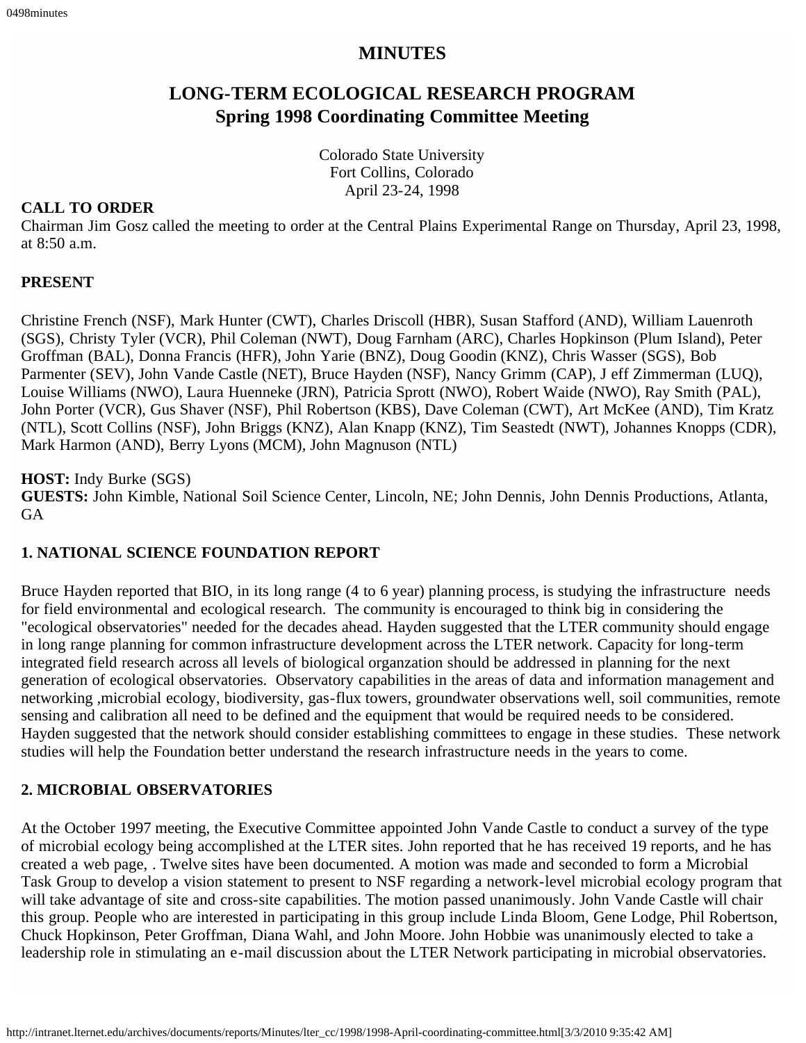# MINUTES

## LONG-TERM ECOLOGICAL RESEARCH PROGRAM
## Spring 1998 Coordinating Committee Meeting

Colorado State University
Fort Collins, Colorado
April 23-24, 1998

**CALL TO ORDER**

Chairman Jim Gosz called the meeting to order at the Central Plains Experimental Range on Thursday, April 23, 1998, at 8:50 a.m.

**PRESENT**

Christine French (NSF), Mark Hunter (CWT), Charles Driscoll (HBR), Susan Stafford (AND), William Lauenroth (SGS), Christy Tyler (VCR), Phil Coleman (NWT), Doug Farnham (ARC), Charles Hopkinson (Plum Island), Peter Groffman (BAL), Donna Francis (HFR), John Yarie (BNZ), Doug Goodin (KNZ), Chris Wasser (SGS), Bob Parmenter (SEV), John Vande Castle (NET), Bruce Hayden (NSF), Nancy Grimm (CAP), J eff Zimmerman (LUQ), Louise Williams (NWO), Laura Huenneke (JRN), Patricia Sprott (NWO), Robert Waide (NWO), Ray Smith (PAL), John Porter (VCR), Gus Shaver (NSF), Phil Robertson (KBS), Dave Coleman (CWT), Art McKee (AND), Tim Kratz (NTL), Scott Collins (NSF), John Briggs (KNZ), Alan Knapp (KNZ), Tim Seastedt (NWT), Johannes Knopps (CDR), Mark Harmon (AND), Berry Lyons (MCM), John Magnuson (NTL)

**HOST:** Indy Burke (SGS)
**GUESTS:** John Kimble, National Soil Science Center, Lincoln, NE; John Dennis, John Dennis Productions, Atlanta, GA

**1. NATIONAL SCIENCE FOUNDATION REPORT**

Bruce Hayden reported that BIO, in its long range (4 to 6 year) planning process, is studying the infrastructure needs for field environmental and ecological research. The community is encouraged to think big in considering the "ecological observatories" needed for the decades ahead. Hayden suggested that the LTER community should engage in long range planning for common infrastructure development across the LTER network. Capacity for long-term integrated field research across all levels of biological organzation should be addressed in planning for the next generation of ecological observatories. Observatory capabilities in the areas of data and information management and networking ,microbial ecology, biodiversity, gas-flux towers, groundwater observations well, soil communities, remote sensing and calibration all need to be defined and the equipment that would be required needs to be considered. Hayden suggested that the network should consider establishing committees to engage in these studies. These network studies will help the Foundation better understand the research infrastructure needs in the years to come.

**2. MICROBIAL OBSERVATORIES**

At the October 1997 meeting, the Executive Committee appointed John Vande Castle to conduct a survey of the type of microbial ecology being accomplished at the LTER sites. John reported that he has received 19 reports, and he has created a web page, . Twelve sites have been documented. A motion was made and seconded to form a Microbial Task Group to develop a vision statement to present to NSF regarding a network-level microbial ecology program that will take advantage of site and cross-site capabilities. The motion passed unanimously. John Vande Castle will chair this group. People who are interested in participating in this group include Linda Bloom, Gene Lodge, Phil Robertson, Chuck Hopkinson, Peter Groffman, Diana Wahl, and John Moore. John Hobbie was unanimously elected to take a leadership role in stimulating an e-mail discussion about the LTER Network participating in microbial observatories.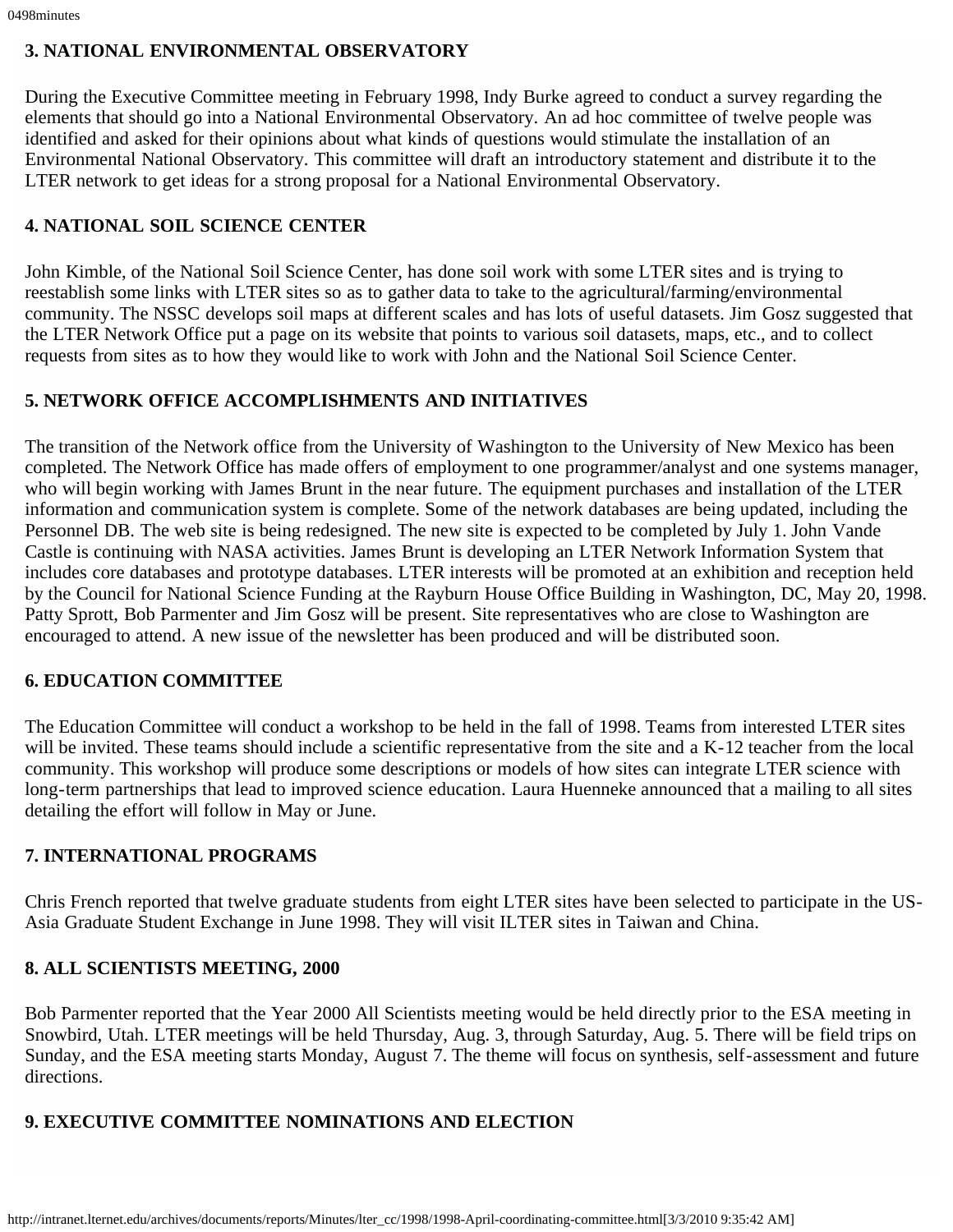## 3. NATIONAL ENVIRONMENTAL OBSERVATORY

During the Executive Committee meeting in February 1998, Indy Burke agreed to conduct a survey regarding the elements that should go into a National Environmental Observatory. An ad hoc committee of twelve people was identified and asked for their opinions about what kinds of questions would stimulate the installation of an Environmental National Observatory. This committee will draft an introductory statement and distribute it to the LTER network to get ideas for a strong proposal for a National Environmental Observatory.

## 4. NATIONAL SOIL SCIENCE CENTER

John Kimble, of the National Soil Science Center, has done soil work with some LTER sites and is trying to reestablish some links with LTER sites so as to gather data to take to the agricultural/farming/environmental community. The NSSC develops soil maps at different scales and has lots of useful datasets. Jim Gosz suggested that the LTER Network Office put a page on its website that points to various soil datasets, maps, etc., and to collect requests from sites as to how they would like to work with John and the National Soil Science Center.

## 5. NETWORK OFFICE ACCOMPLISHMENTS AND INITIATIVES

The transition of the Network office from the University of Washington to the University of New Mexico has been completed. The Network Office has made offers of employment to one programmer/analyst and one systems manager, who will begin working with James Brunt in the near future. The equipment purchases and installation of the LTER information and communication system is complete. Some of the network databases are being updated, including the Personnel DB. The web site is being redesigned. The new site is expected to be completed by July 1. John Vande Castle is continuing with NASA activities. James Brunt is developing an LTER Network Information System that includes core databases and prototype databases. LTER interests will be promoted at an exhibition and reception held by the Council for National Science Funding at the Rayburn House Office Building in Washington, DC, May 20, 1998. Patty Sprott, Bob Parmenter and Jim Gosz will be present. Site representatives who are close to Washington are encouraged to attend. A new issue of the newsletter has been produced and will be distributed soon.

## 6. EDUCATION COMMITTEE

The Education Committee will conduct a workshop to be held in the fall of 1998. Teams from interested LTER sites will be invited. These teams should include a scientific representative from the site and a K-12 teacher from the local community. This workshop will produce some descriptions or models of how sites can integrate LTER science with long-term partnerships that lead to improved science education. Laura Huenneke announced that a mailing to all sites detailing the effort will follow in May or June.

## 7. INTERNATIONAL PROGRAMS

Chris French reported that twelve graduate students from eight LTER sites have been selected to participate in the US-Asia Graduate Student Exchange in June 1998. They will visit ILTER sites in Taiwan and China.

## 8. ALL SCIENTISTS MEETING, 2000

Bob Parmenter reported that the Year 2000 All Scientists meeting would be held directly prior to the ESA meeting in Snowbird, Utah. LTER meetings will be held Thursday, Aug. 3, through Saturday, Aug. 5. There will be field trips on Sunday, and the ESA meeting starts Monday, August 7. The theme will focus on synthesis, self-assessment and future directions.

## 9. EXECUTIVE COMMITTEE NOMINATIONS AND ELECTION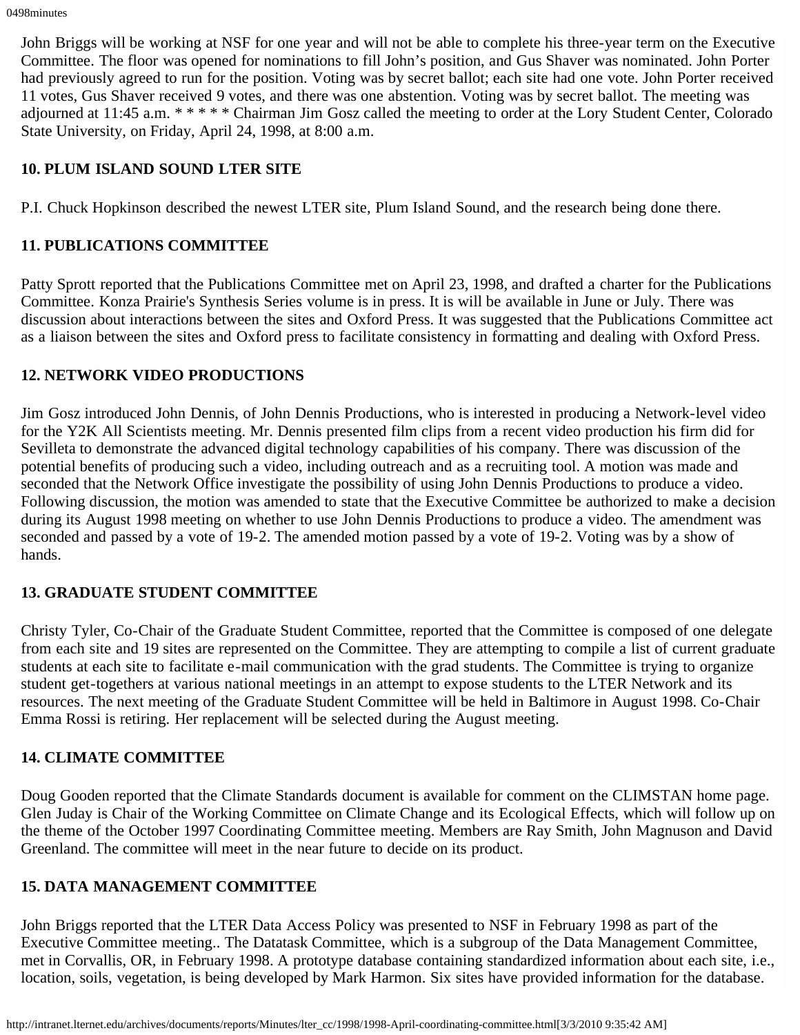John Briggs will be working at NSF for one year and will not be able to complete his three-year term on the Executive Committee. The floor was opened for nominations to fill John's position, and Gus Shaver was nominated. John Porter had previously agreed to run for the position. Voting was by secret ballot; each site had one vote. John Porter received 11 votes, Gus Shaver received 9 votes, and there was one abstention. Voting was by secret ballot. The meeting was adjourned at 11:45 a.m. * * * * * Chairman Jim Gosz called the meeting to order at the Lory Student Center, Colorado State University, on Friday, April 24, 1998, at 8:00 a.m.

**10. PLUM ISLAND SOUND LTER SITE**

P.I. Chuck Hopkinson described the newest LTER site, Plum Island Sound, and the research being done there.

**11. PUBLICATIONS COMMITTEE**

Patty Sprott reported that the Publications Committee met on April 23, 1998, and drafted a charter for the Publications Committee. Konza Prairie's Synthesis Series volume is in press. It is will be available in June or July. There was discussion about interactions between the sites and Oxford Press. It was suggested that the Publications Committee act as a liaison between the sites and Oxford press to facilitate consistency in formatting and dealing with Oxford Press.

**12. NETWORK VIDEO PRODUCTIONS**

Jim Gosz introduced John Dennis, of John Dennis Productions, who is interested in producing a Network-level video for the Y2K All Scientists meeting. Mr. Dennis presented film clips from a recent video production his firm did for Sevilleta to demonstrate the advanced digital technology capabilities of his company. There was discussion of the potential benefits of producing such a video, including outreach and as a recruiting tool. A motion was made and seconded that the Network Office investigate the possibility of using John Dennis Productions to produce a video. Following discussion, the motion was amended to state that the Executive Committee be authorized to make a decision during its August 1998 meeting on whether to use John Dennis Productions to produce a video. The amendment was seconded and passed by a vote of 19-2. The amended motion passed by a vote of 19-2. Voting was by a show of hands.

**13. GRADUATE STUDENT COMMITTEE**

Christy Tyler, Co-Chair of the Graduate Student Committee, reported that the Committee is composed of one delegate from each site and 19 sites are represented on the Committee. They are attempting to compile a list of current graduate students at each site to facilitate e-mail communication with the grad students. The Committee is trying to organize student get-togethers at various national meetings in an attempt to expose students to the LTER Network and its resources. The next meeting of the Graduate Student Committee will be held in Baltimore in August 1998. Co-Chair Emma Rossi is retiring. Her replacement will be selected during the August meeting.

**14. CLIMATE COMMITTEE**

Doug Gooden reported that the Climate Standards document is available for comment on the CLIMSTAN home page. Glen Juday is Chair of the Working Committee on Climate Change and its Ecological Effects, which will follow up on the theme of the October 1997 Coordinating Committee meeting. Members are Ray Smith, John Magnuson and David Greenland. The committee will meet in the near future to decide on its product.

**15. DATA MANAGEMENT COMMITTEE**

John Briggs reported that the LTER Data Access Policy was presented to NSF in February 1998 as part of the Executive Committee meeting.. The Datatask Committee, which is a subgroup of the Data Management Committee, met in Corvallis, OR, in February 1998. A prototype database containing standardized information about each site, i.e., location, soils, vegetation, is being developed by Mark Harmon. Six sites have provided information for the database.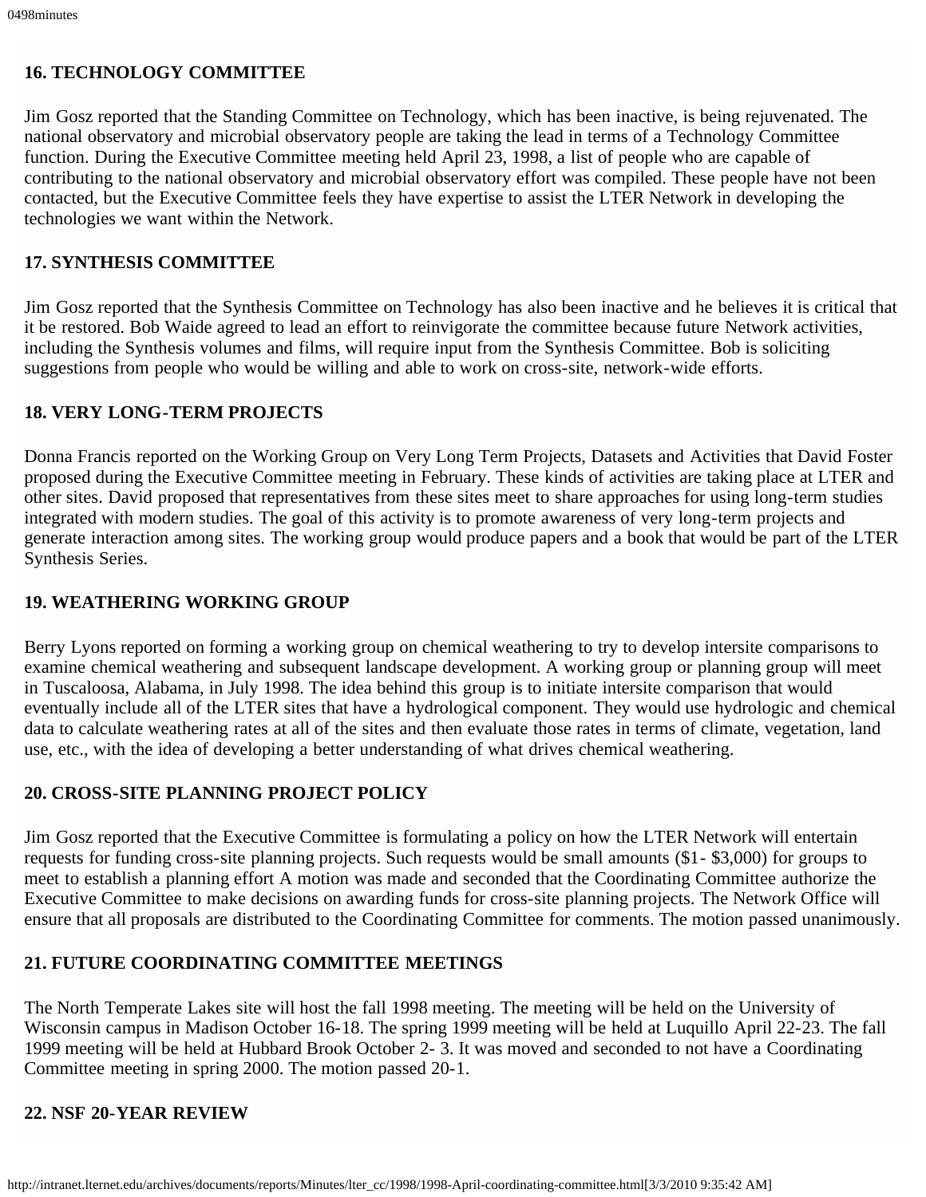## 16. TECHNOLOGY COMMITTEE

Jim Gosz reported that the Standing Committee on Technology, which has been inactive, is being rejuvenated. The national observatory and microbial observatory people are taking the lead in terms of a Technology Committee function. During the Executive Committee meeting held April 23, 1998, a list of people who are capable of contributing to the national observatory and microbial observatory effort was compiled. These people have not been contacted, but the Executive Committee feels they have expertise to assist the LTER Network in developing the technologies we want within the Network.

## 17. SYNTHESIS COMMITTEE

Jim Gosz reported that the Synthesis Committee on Technology has also been inactive and he believes it is critical that it be restored. Bob Waide agreed to lead an effort to reinvigorate the committee because future Network activities, including the Synthesis volumes and films, will require input from the Synthesis Committee. Bob is soliciting suggestions from people who would be willing and able to work on cross-site, network-wide efforts.

## 18. VERY LONG-TERM PROJECTS

Donna Francis reported on the Working Group on Very Long Term Projects, Datasets and Activities that David Foster proposed during the Executive Committee meeting in February. These kinds of activities are taking place at LTER and other sites. David proposed that representatives from these sites meet to share approaches for using long-term studies integrated with modern studies. The goal of this activity is to promote awareness of very long-term projects and generate interaction among sites. The working group would produce papers and a book that would be part of the LTER Synthesis Series.

## 19. WEATHERING WORKING GROUP

Berry Lyons reported on forming a working group on chemical weathering to try to develop intersite comparisons to examine chemical weathering and subsequent landscape development. A working group or planning group will meet in Tuscaloosa, Alabama, in July 1998. The idea behind this group is to initiate intersite comparison that would eventually include all of the LTER sites that have a hydrological component. They would use hydrologic and chemical data to calculate weathering rates at all of the sites and then evaluate those rates in terms of climate, vegetation, land use, etc., with the idea of developing a better understanding of what drives chemical weathering.

## 20. CROSS-SITE PLANNING PROJECT POLICY

Jim Gosz reported that the Executive Committee is formulating a policy on how the LTER Network will entertain requests for funding cross-site planning projects. Such requests would be small amounts ($1- $3,000) for groups to meet to establish a planning effort A motion was made and seconded that the Coordinating Committee authorize the Executive Committee to make decisions on awarding funds for cross-site planning projects. The Network Office will ensure that all proposals are distributed to the Coordinating Committee for comments. The motion passed unanimously.

## 21. FUTURE COORDINATING COMMITTEE MEETINGS

The North Temperate Lakes site will host the fall 1998 meeting. The meeting will be held on the University of Wisconsin campus in Madison October 16-18. The spring 1999 meeting will be held at Luquillo April 22-23. The fall 1999 meeting will be held at Hubbard Brook October 2- 3. It was moved and seconded to not have a Coordinating Committee meeting in spring 2000. The motion passed 20-1.

## 22. NSF 20-YEAR REVIEW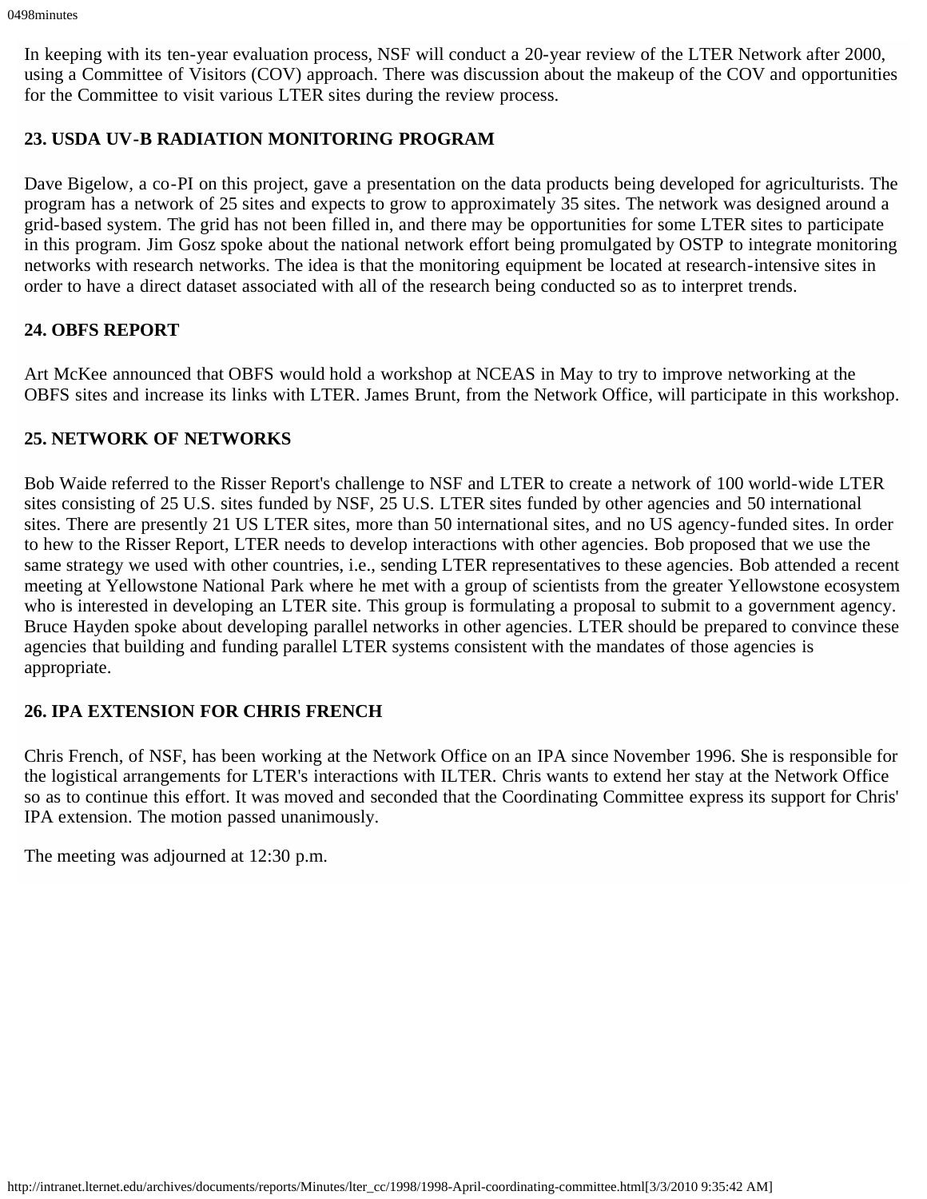In keeping with its ten-year evaluation process, NSF will conduct a 20-year review of the LTER Network after 2000, using a Committee of Visitors (COV) approach. There was discussion about the makeup of the COV and opportunities for the Committee to visit various LTER sites during the review process.

### 23. USDA UV-B RADIATION MONITORING PROGRAM

Dave Bigelow, a co-PI on this project, gave a presentation on the data products being developed for agriculturists. The program has a network of 25 sites and expects to grow to approximately 35 sites. The network was designed around a grid-based system. The grid has not been filled in, and there may be opportunities for some LTER sites to participate in this program. Jim Gosz spoke about the national network effort being promulgated by OSTP to integrate monitoring networks with research networks. The idea is that the monitoring equipment be located at research-intensive sites in order to have a direct dataset associated with all of the research being conducted so as to interpret trends.

### 24. OBFS REPORT

Art McKee announced that OBFS would hold a workshop at NCEAS in May to try to improve networking at the OBFS sites and increase its links with LTER. James Brunt, from the Network Office, will participate in this workshop.

### 25. NETWORK OF NETWORKS

Bob Waide referred to the Risser Report's challenge to NSF and LTER to create a network of 100 world-wide LTER sites consisting of 25 U.S. sites funded by NSF, 25 U.S. LTER sites funded by other agencies and 50 international sites. There are presently 21 US LTER sites, more than 50 international sites, and no US agency-funded sites. In order to hew to the Risser Report, LTER needs to develop interactions with other agencies. Bob proposed that we use the same strategy we used with other countries, i.e., sending LTER representatives to these agencies. Bob attended a recent meeting at Yellowstone National Park where he met with a group of scientists from the greater Yellowstone ecosystem who is interested in developing an LTER site. This group is formulating a proposal to submit to a government agency. Bruce Hayden spoke about developing parallel networks in other agencies. LTER should be prepared to convince these agencies that building and funding parallel LTER systems consistent with the mandates of those agencies is appropriate.

### 26. IPA EXTENSION FOR CHRIS FRENCH

Chris French, of NSF, has been working at the Network Office on an IPA since November 1996. She is responsible for the logistical arrangements for LTER's interactions with ILTER. Chris wants to extend her stay at the Network Office so as to continue this effort. It was moved and seconded that the Coordinating Committee express its support for Chris' IPA extension. The motion passed unanimously.

The meeting was adjourned at 12:30 p.m.